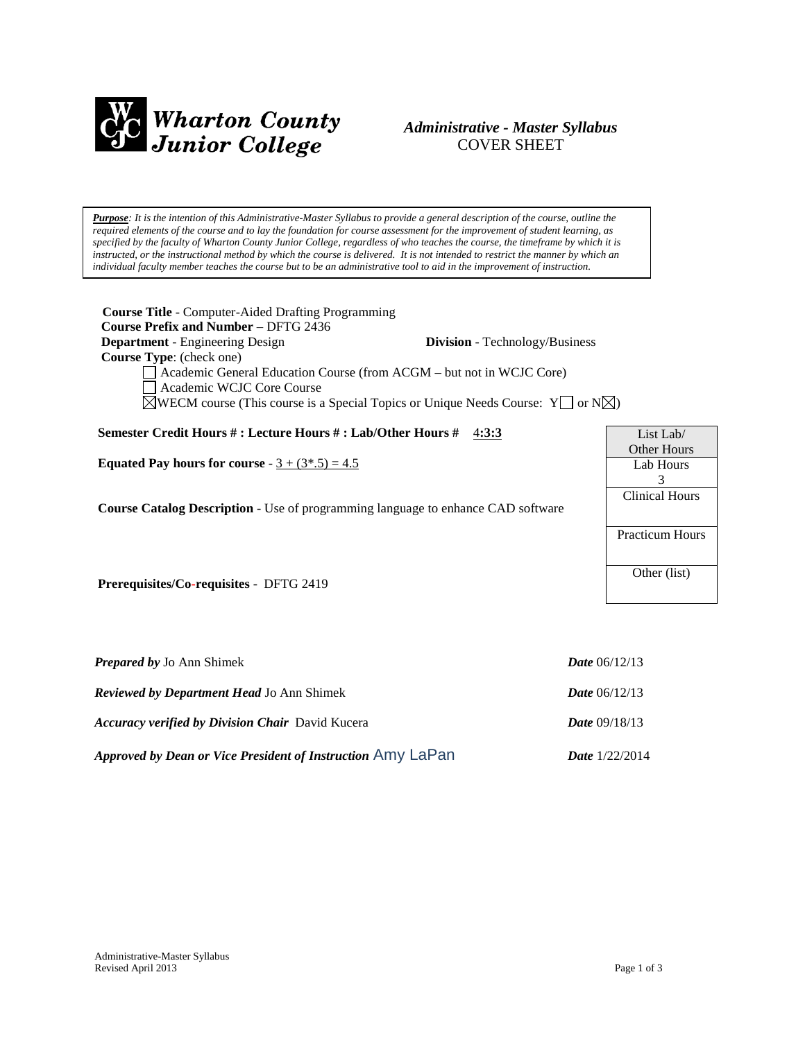# Wharton County Junior College

## *Administrative - Master Syllabus*
## COVER SHEET

***Purpose****: It is the intention of this Administrative-Master Syllabus to provide a general description of the course, outline the required elements of the course and to lay the foundation for course assessment for the improvement of student learning, as specified by the faculty of Wharton County Junior College, regardless of who teaches the course, the timeframe by which it is instructed, or the instructional method by which the course is delivered. It is not intended to restrict the manner by which an individual faculty member teaches the course but to be an administrative tool to aid in the improvement of instruction.*

**Course Title** - Computer-Aided Drafting Programming
**Course Prefix and Number** – DFTG 2436
**Department** - Engineering Design **Division** - Technology/Business
**Course Type**: (check one)

- ☐ Academic General Education Course (from ACGM – but not in WCJC Core)
- ☐ Academic WCJC Core Course
- ☒ WECM course (This course is a Special Topics or Unique Needs Course: Y☐ or N☒)

**Semester Credit Hours # : Lecture Hours # : Lab/Other Hours #** 4:3:3

**Equated Pay hours for course** - 3 + (3*.5) = 4.5

**Course Catalog Description** - Use of programming language to enhance CAD software

**Prerequisites/Co-requisites** - DFTG 2419

| List Lab/ Other Hours |
|---|
| Lab Hours 3 |
| Clinical Hours |
| Practicum Hours |
| Other (list) |

***Prepared by*** Jo Ann Shimek ***Date*** 06/12/13

***Reviewed by Department Head*** Jo Ann Shimek ***Date*** 06/12/13

***Accuracy verified by Division Chair*** David Kucera ***Date*** 09/18/13

***Approved by Dean or Vice President of Instruction*** Amy LaPan ***Date*** 1/22/2014

Administrative-Master Syllabus
Revised April 2013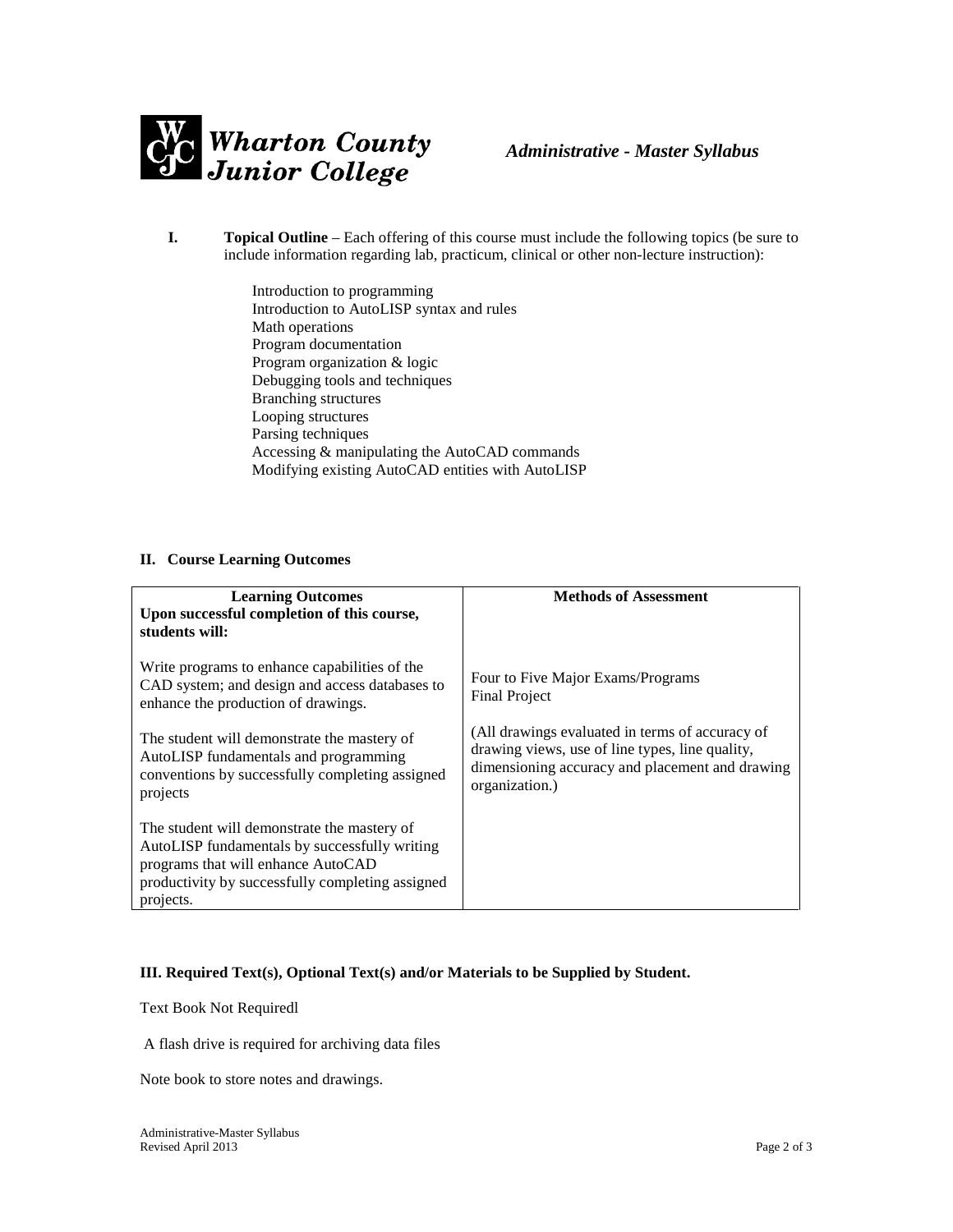**I. Topical Outline** – Each offering of this course must include the following topics (be sure to include information regarding lab, practicum, clinical or other non-lecture instruction):

Introduction to programming
Introduction to AutoLISP syntax and rules
Math operations
Program documentation
Program organization & logic
Debugging tools and techniques
Branching structures
Looping structures
Parsing techniques
Accessing & manipulating the AutoCAD commands
Modifying existing AutoCAD entities with AutoLISP

## II. Course Learning Outcomes

| **Learning Outcomes**<br>**Upon successful completion of this course, students will:** | **Methods of Assessment** |
|---|---|
| Write programs to enhance capabilities of the CAD system; and design and access databases to enhance the production of drawings.<br><br>The student will demonstrate the mastery of AutoLISP fundamentals and programming conventions by successfully completing assigned projects<br><br>The student will demonstrate the mastery of AutoLISP fundamentals by successfully writing programs that will enhance AutoCAD productivity by successfully completing assigned projects. | Four to Five Major Exams/Programs<br>Final Project<br><br>(All drawings evaluated in terms of accuracy of drawing views, use of line types, line quality, dimensioning accuracy and placement and drawing organization.) |

## III. Required Text(s), Optional Text(s) and/or Materials to be Supplied by Student.

Text Book Not Requiredl

A flash drive is required for archiving data files

Note book to store notes and drawings.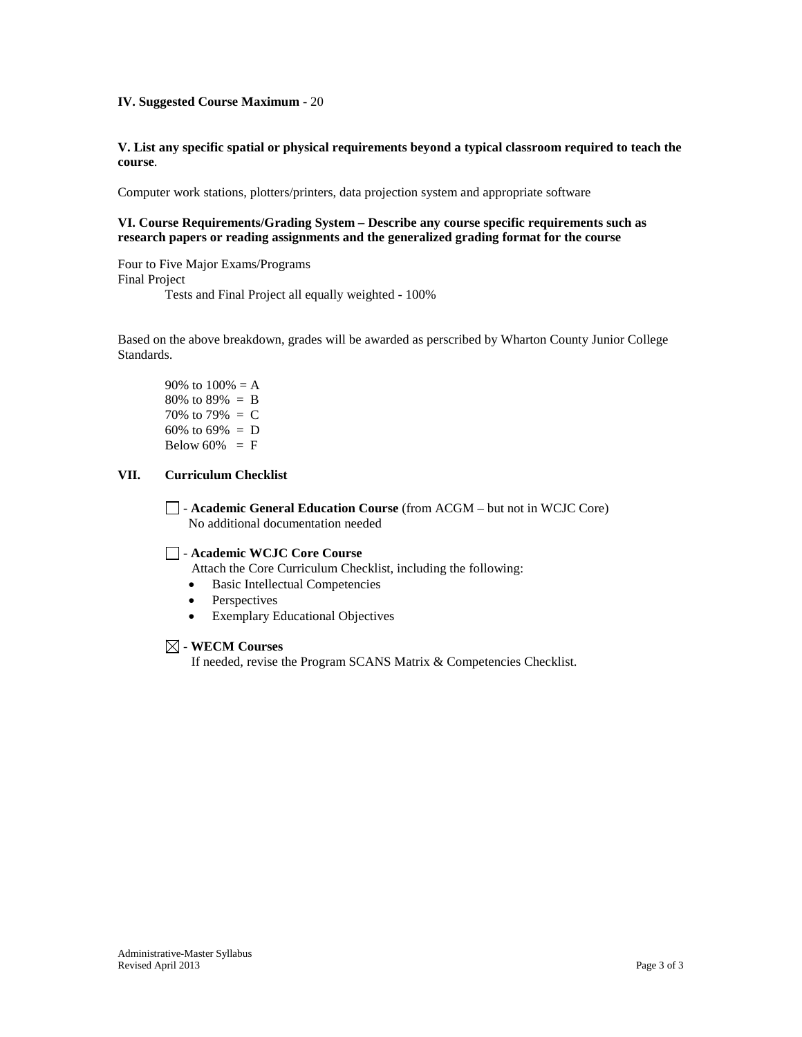**IV. Suggested Course Maximum** - 20

**V. List any specific spatial or physical requirements beyond a typical classroom required to teach the course**.

Computer work stations, plotters/printers, data projection system and appropriate software

**VI. Course Requirements/Grading System – Describe any course specific requirements such as research papers or reading assignments and the generalized grading format for the course**

Four to Five Major Exams/Programs
Final Project
Tests and Final Project all equally weighted - 100%

Based on the above breakdown, grades will be awarded as perscribed by Wharton County Junior College Standards.

90% to 100% = A
80% to 89% = B
70% to 79% = C
60% to 69% = D
Below 60% = F

**VII. Curriculum Checklist**

☐ - **Academic General Education Course** (from ACGM – but not in WCJC Core)
No additional documentation needed

☐ - **Academic WCJC Core Course**
Attach the Core Curriculum Checklist, including the following:

- Basic Intellectual Competencies
- Perspectives
- Exemplary Educational Objectives

☒ - **WECM Courses**
If needed, revise the Program SCANS Matrix & Competencies Checklist.

Administrative-Master Syllabus
Revised April 2013